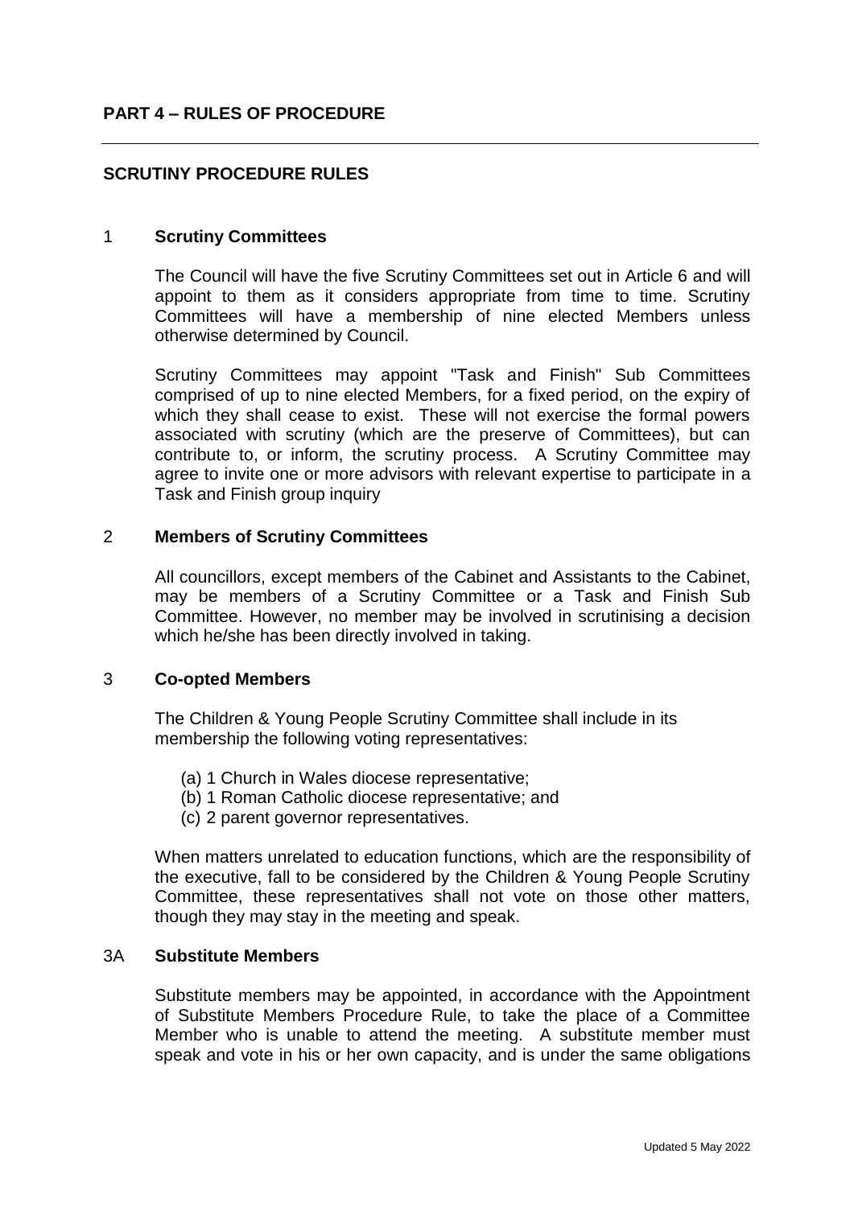## PART 4 – RULES OF PROCEDURE

---

### SCRUTINY PROCEDURE RULES

#### 1 Scrutiny Committees

The Council will have the five Scrutiny Committees set out in Article 6 and will appoint to them as it considers appropriate from time to time. Scrutiny Committees will have a membership of nine elected Members unless otherwise determined by Council.

Scrutiny Committees may appoint "Task and Finish" Sub Committees comprised of up to nine elected Members, for a fixed period, on the expiry of which they shall cease to exist. These will not exercise the formal powers associated with scrutiny (which are the preserve of Committees), but can contribute to, or inform, the scrutiny process. A Scrutiny Committee may agree to invite one or more advisors with relevant expertise to participate in a Task and Finish group inquiry

#### 2 Members of Scrutiny Committees

All councillors, except members of the Cabinet and Assistants to the Cabinet, may be members of a Scrutiny Committee or a Task and Finish Sub Committee. However, no member may be involved in scrutinising a decision which he/she has been directly involved in taking.

#### 3 Co-opted Members

The Children & Young People Scrutiny Committee shall include in its membership the following voting representatives:

(a) 1 Church in Wales diocese representative;
(b) 1 Roman Catholic diocese representative; and
(c) 2 parent governor representatives.

When matters unrelated to education functions, which are the responsibility of the executive, fall to be considered by the Children & Young People Scrutiny Committee, these representatives shall not vote on those other matters, though they may stay in the meeting and speak.

#### 3A Substitute Members

Substitute members may be appointed, in accordance with the Appointment of Substitute Members Procedure Rule, to take the place of a Committee Member who is unable to attend the meeting. A substitute member must speak and vote in his or her own capacity, and is under the same obligations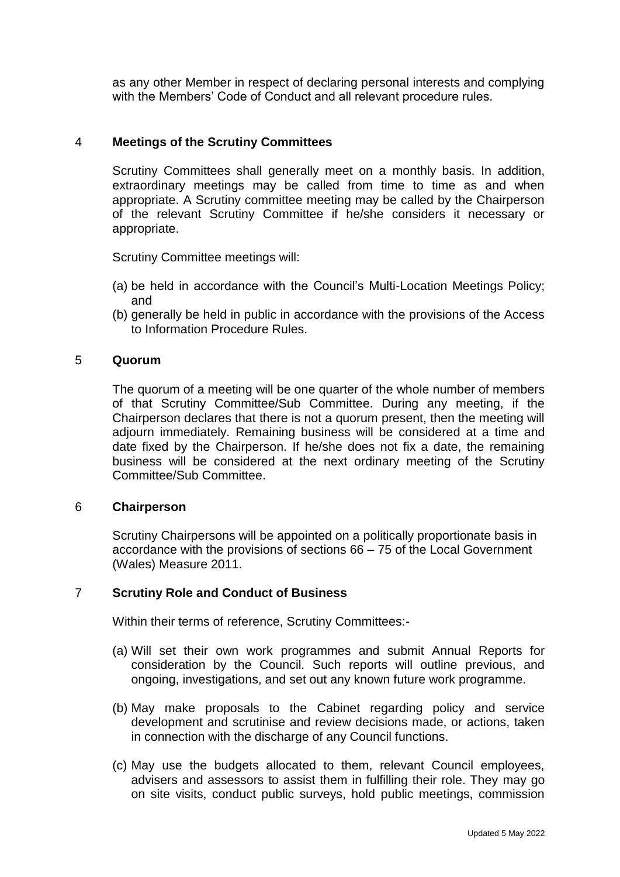as any other Member in respect of declaring personal interests and complying with the Members' Code of Conduct and all relevant procedure rules.

## 4 Meetings of the Scrutiny Committees

Scrutiny Committees shall generally meet on a monthly basis. In addition, extraordinary meetings may be called from time to time as and when appropriate. A Scrutiny committee meeting may be called by the Chairperson of the relevant Scrutiny Committee if he/she considers it necessary or appropriate.

Scrutiny Committee meetings will:

(a) be held in accordance with the Council's Multi-Location Meetings Policy; and
(b) generally be held in public in accordance with the provisions of the Access to Information Procedure Rules.

## 5 Quorum

The quorum of a meeting will be one quarter of the whole number of members of that Scrutiny Committee/Sub Committee. During any meeting, if the Chairperson declares that there is not a quorum present, then the meeting will adjourn immediately. Remaining business will be considered at a time and date fixed by the Chairperson. If he/she does not fix a date, the remaining business will be considered at the next ordinary meeting of the Scrutiny Committee/Sub Committee.

## 6 Chairperson

Scrutiny Chairpersons will be appointed on a politically proportionate basis in accordance with the provisions of sections 66 – 75 of the Local Government (Wales) Measure 2011.

## 7 Scrutiny Role and Conduct of Business

Within their terms of reference, Scrutiny Committees:-

(a) Will set their own work programmes and submit Annual Reports for consideration by the Council. Such reports will outline previous, and ongoing, investigations, and set out any known future work programme.

(b) May make proposals to the Cabinet regarding policy and service development and scrutinise and review decisions made, or actions, taken in connection with the discharge of any Council functions.

(c) May use the budgets allocated to them, relevant Council employees, advisers and assessors to assist them in fulfilling their role. They may go on site visits, conduct public surveys, hold public meetings, commission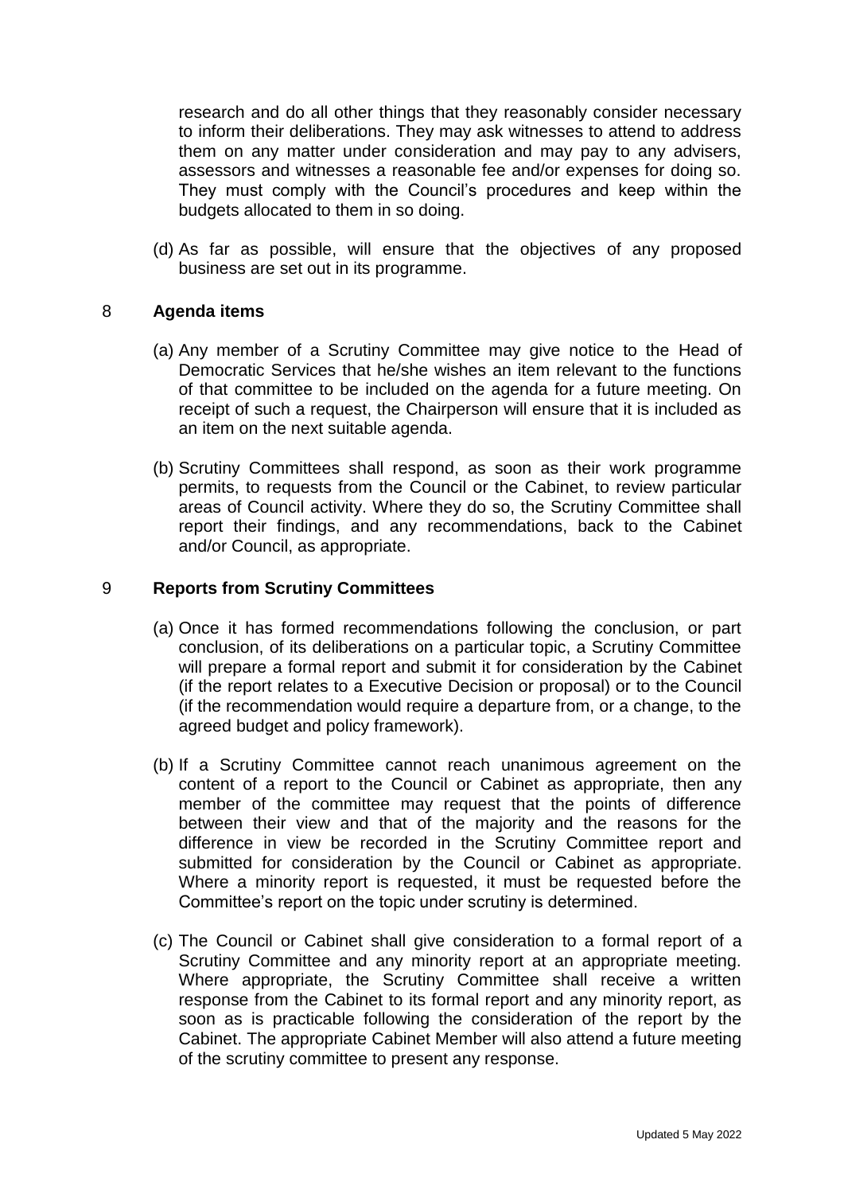research and do all other things that they reasonably consider necessary to inform their deliberations. They may ask witnesses to attend to address them on any matter under consideration and may pay to any advisers, assessors and witnesses a reasonable fee and/or expenses for doing so. They must comply with the Council's procedures and keep within the budgets allocated to them in so doing.

(d) As far as possible, will ensure that the objectives of any proposed business are set out in its programme.

## 8 Agenda items

(a) Any member of a Scrutiny Committee may give notice to the Head of Democratic Services that he/she wishes an item relevant to the functions of that committee to be included on the agenda for a future meeting. On receipt of such a request, the Chairperson will ensure that it is included as an item on the next suitable agenda.

(b) Scrutiny Committees shall respond, as soon as their work programme permits, to requests from the Council or the Cabinet, to review particular areas of Council activity. Where they do so, the Scrutiny Committee shall report their findings, and any recommendations, back to the Cabinet and/or Council, as appropriate.

## 9 Reports from Scrutiny Committees

(a) Once it has formed recommendations following the conclusion, or part conclusion, of its deliberations on a particular topic, a Scrutiny Committee will prepare a formal report and submit it for consideration by the Cabinet (if the report relates to a Executive Decision or proposal) or to the Council (if the recommendation would require a departure from, or a change, to the agreed budget and policy framework).

(b) If a Scrutiny Committee cannot reach unanimous agreement on the content of a report to the Council or Cabinet as appropriate, then any member of the committee may request that the points of difference between their view and that of the majority and the reasons for the difference in view be recorded in the Scrutiny Committee report and submitted for consideration by the Council or Cabinet as appropriate. Where a minority report is requested, it must be requested before the Committee's report on the topic under scrutiny is determined.

(c) The Council or Cabinet shall give consideration to a formal report of a Scrutiny Committee and any minority report at an appropriate meeting. Where appropriate, the Scrutiny Committee shall receive a written response from the Cabinet to its formal report and any minority report, as soon as is practicable following the consideration of the report by the Cabinet. The appropriate Cabinet Member will also attend a future meeting of the scrutiny committee to present any response.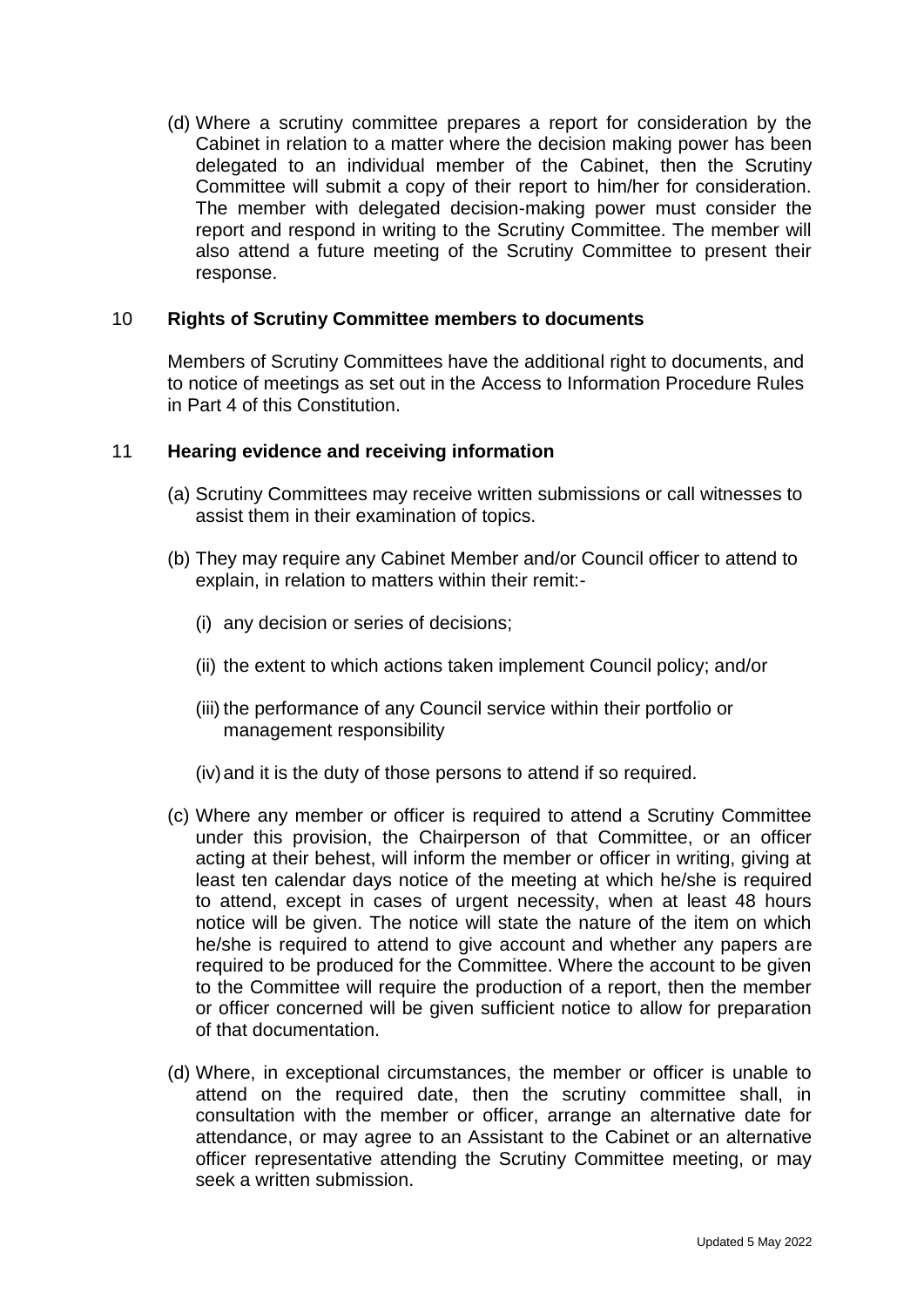(d) Where a scrutiny committee prepares a report for consideration by the Cabinet in relation to a matter where the decision making power has been delegated to an individual member of the Cabinet, then the Scrutiny Committee will submit a copy of their report to him/her for consideration. The member with delegated decision-making power must consider the report and respond in writing to the Scrutiny Committee. The member will also attend a future meeting of the Scrutiny Committee to present their response.

## 10 Rights of Scrutiny Committee members to documents

Members of Scrutiny Committees have the additional right to documents, and to notice of meetings as set out in the Access to Information Procedure Rules in Part 4 of this Constitution.

## 11 Hearing evidence and receiving information

(a) Scrutiny Committees may receive written submissions or call witnesses to assist them in their examination of topics.

(b) They may require any Cabinet Member and/or Council officer to attend to explain, in relation to matters within their remit:-

(i) any decision or series of decisions;

(ii) the extent to which actions taken implement Council policy; and/or

(iii) the performance of any Council service within their portfolio or management responsibility

(iv) and it is the duty of those persons to attend if so required.

(c) Where any member or officer is required to attend a Scrutiny Committee under this provision, the Chairperson of that Committee, or an officer acting at their behest, will inform the member or officer in writing, giving at least ten calendar days notice of the meeting at which he/she is required to attend, except in cases of urgent necessity, when at least 48 hours notice will be given. The notice will state the nature of the item on which he/she is required to attend to give account and whether any papers are required to be produced for the Committee. Where the account to be given to the Committee will require the production of a report, then the member or officer concerned will be given sufficient notice to allow for preparation of that documentation.

(d) Where, in exceptional circumstances, the member or officer is unable to attend on the required date, then the scrutiny committee shall, in consultation with the member or officer, arrange an alternative date for attendance, or may agree to an Assistant to the Cabinet or an alternative officer representative attending the Scrutiny Committee meeting, or may seek a written submission.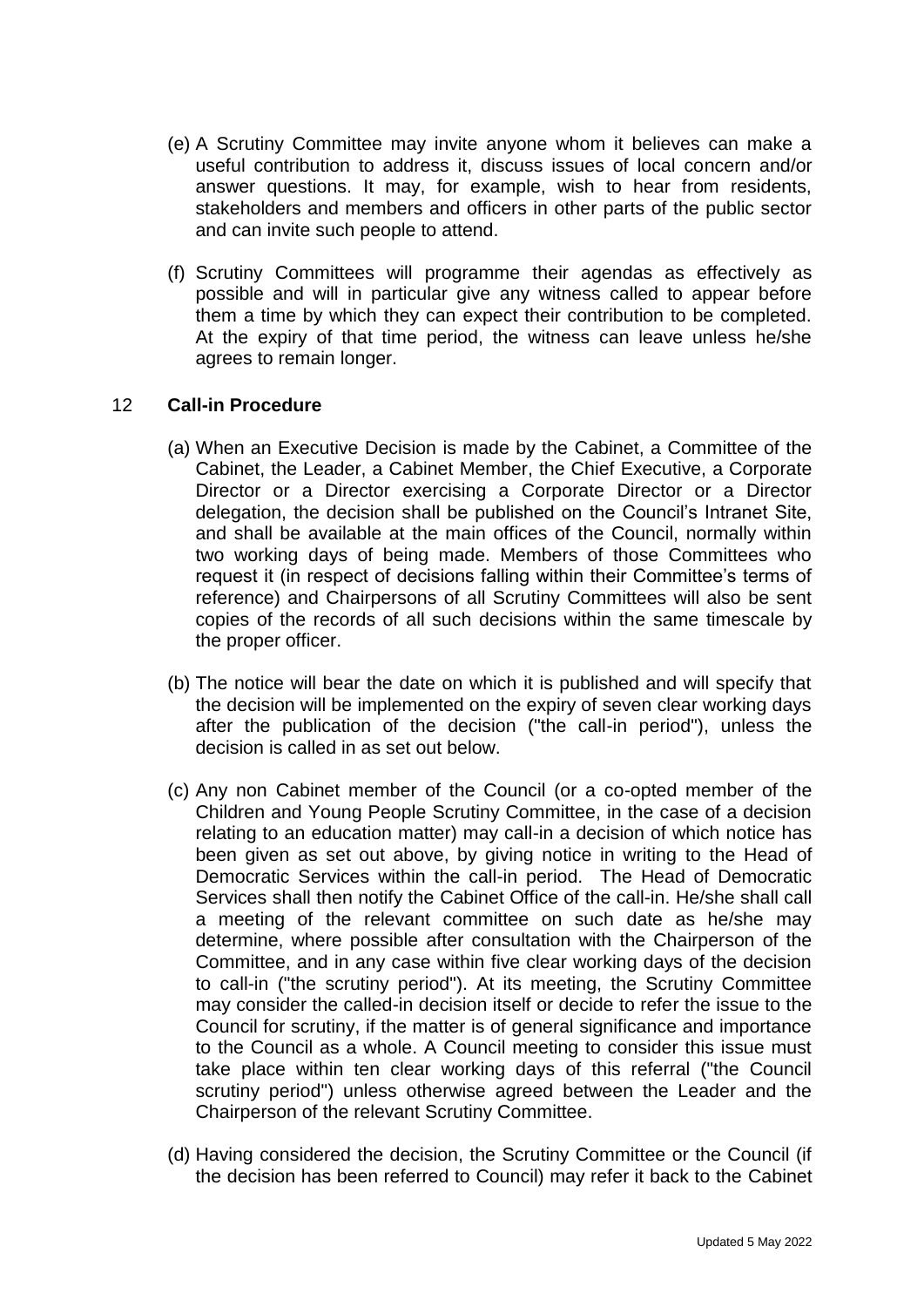(e) A Scrutiny Committee may invite anyone whom it believes can make a useful contribution to address it, discuss issues of local concern and/or answer questions. It may, for example, wish to hear from residents, stakeholders and members and officers in other parts of the public sector and can invite such people to attend.

(f) Scrutiny Committees will programme their agendas as effectively as possible and will in particular give any witness called to appear before them a time by which they can expect their contribution to be completed. At the expiry of that time period, the witness can leave unless he/she agrees to remain longer.

## 12 Call-in Procedure

(a) When an Executive Decision is made by the Cabinet, a Committee of the Cabinet, the Leader, a Cabinet Member, the Chief Executive, a Corporate Director or a Director exercising a Corporate Director or a Director delegation, the decision shall be published on the Council's Intranet Site, and shall be available at the main offices of the Council, normally within two working days of being made. Members of those Committees who request it (in respect of decisions falling within their Committee's terms of reference) and Chairpersons of all Scrutiny Committees will also be sent copies of the records of all such decisions within the same timescale by the proper officer.

(b) The notice will bear the date on which it is published and will specify that the decision will be implemented on the expiry of seven clear working days after the publication of the decision ("the call-in period"), unless the decision is called in as set out below.

(c) Any non Cabinet member of the Council (or a co-opted member of the Children and Young People Scrutiny Committee, in the case of a decision relating to an education matter) may call-in a decision of which notice has been given as set out above, by giving notice in writing to the Head of Democratic Services within the call-in period. The Head of Democratic Services shall then notify the Cabinet Office of the call-in. He/she shall call a meeting of the relevant committee on such date as he/she may determine, where possible after consultation with the Chairperson of the Committee, and in any case within five clear working days of the decision to call-in ("the scrutiny period"). At its meeting, the Scrutiny Committee may consider the called-in decision itself or decide to refer the issue to the Council for scrutiny, if the matter is of general significance and importance to the Council as a whole. A Council meeting to consider this issue must take place within ten clear working days of this referral ("the Council scrutiny period") unless otherwise agreed between the Leader and the Chairperson of the relevant Scrutiny Committee.

(d) Having considered the decision, the Scrutiny Committee or the Council (if the decision has been referred to Council) may refer it back to the Cabinet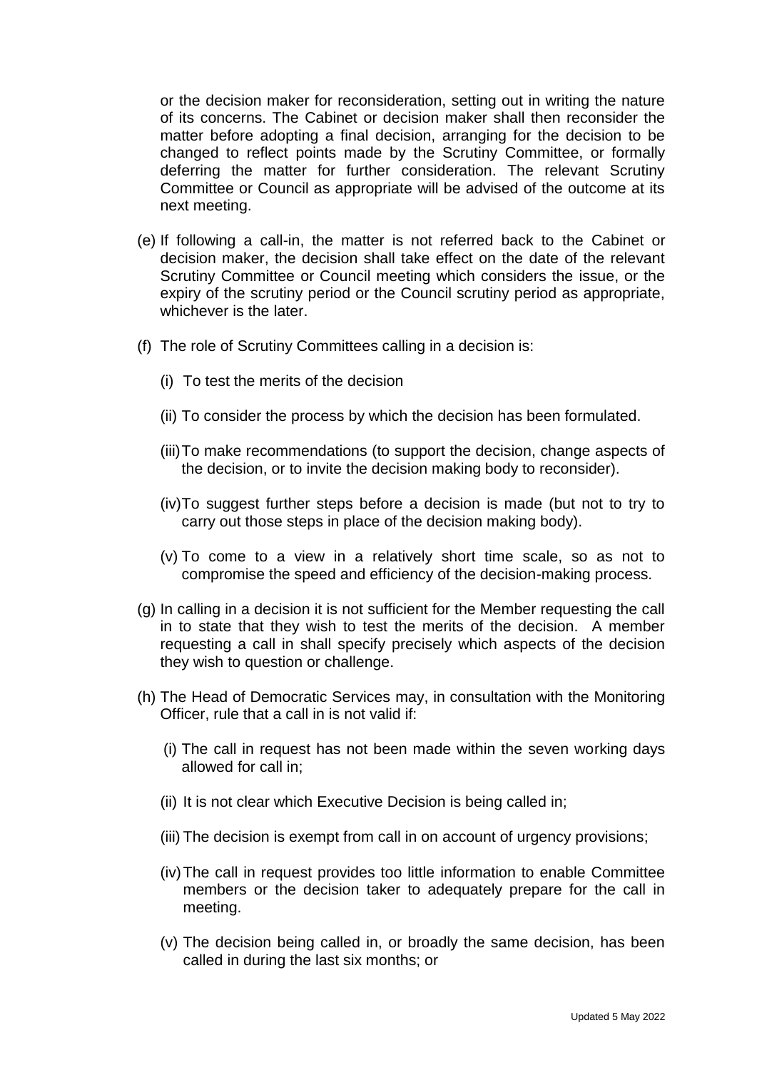or the decision maker for reconsideration, setting out in writing the nature of its concerns. The Cabinet or decision maker shall then reconsider the matter before adopting a final decision, arranging for the decision to be changed to reflect points made by the Scrutiny Committee, or formally deferring the matter for further consideration. The relevant Scrutiny Committee or Council as appropriate will be advised of the outcome at its next meeting.

(e) If following a call-in, the matter is not referred back to the Cabinet or decision maker, the decision shall take effect on the date of the relevant Scrutiny Committee or Council meeting which considers the issue, or the expiry of the scrutiny period or the Council scrutiny period as appropriate, whichever is the later.

(f) The role of Scrutiny Committees calling in a decision is:

- (i) To test the merits of the decision
- (ii) To consider the process by which the decision has been formulated.
- (iii) To make recommendations (to support the decision, change aspects of the decision, or to invite the decision making body to reconsider).
- (iv) To suggest further steps before a decision is made (but not to try to carry out those steps in place of the decision making body).
- (v) To come to a view in a relatively short time scale, so as not to compromise the speed and efficiency of the decision-making process.

(g) In calling in a decision it is not sufficient for the Member requesting the call in to state that they wish to test the merits of the decision. A member requesting a call in shall specify precisely which aspects of the decision they wish to question or challenge.

(h) The Head of Democratic Services may, in consultation with the Monitoring Officer, rule that a call in is not valid if:

- (i) The call in request has not been made within the seven working days allowed for call in;
- (ii) It is not clear which Executive Decision is being called in;
- (iii) The decision is exempt from call in on account of urgency provisions;
- (iv) The call in request provides too little information to enable Committee members or the decision taker to adequately prepare for the call in meeting.
- (v) The decision being called in, or broadly the same decision, has been called in during the last six months; or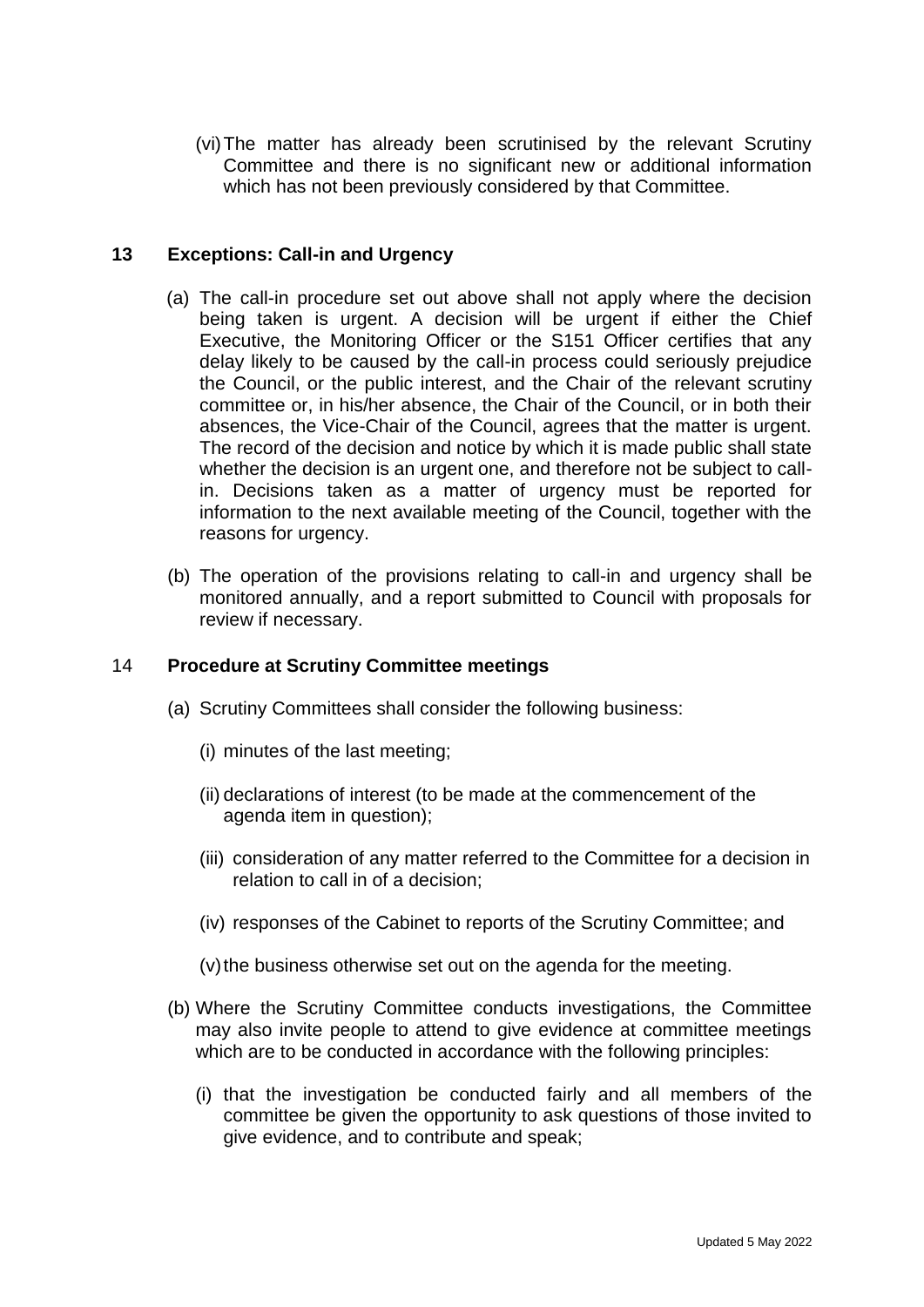(vi) The matter has already been scrutinised by the relevant Scrutiny Committee and there is no significant new or additional information which has not been previously considered by that Committee.

## 13 Exceptions: Call-in and Urgency

(a) The call-in procedure set out above shall not apply where the decision being taken is urgent. A decision will be urgent if either the Chief Executive, the Monitoring Officer or the S151 Officer certifies that any delay likely to be caused by the call-in process could seriously prejudice the Council, or the public interest, and the Chair of the relevant scrutiny committee or, in his/her absence, the Chair of the Council, or in both their absences, the Vice-Chair of the Council, agrees that the matter is urgent. The record of the decision and notice by which it is made public shall state whether the decision is an urgent one, and therefore not be subject to call-in. Decisions taken as a matter of urgency must be reported for information to the next available meeting of the Council, together with the reasons for urgency.

(b) The operation of the provisions relating to call-in and urgency shall be monitored annually, and a report submitted to Council with proposals for review if necessary.

## 14 Procedure at Scrutiny Committee meetings

(a) Scrutiny Committees shall consider the following business:

(i) minutes of the last meeting;

(ii) declarations of interest (to be made at the commencement of the agenda item in question);

(iii) consideration of any matter referred to the Committee for a decision in relation to call in of a decision;

(iv) responses of the Cabinet to reports of the Scrutiny Committee; and

(v) the business otherwise set out on the agenda for the meeting.

(b) Where the Scrutiny Committee conducts investigations, the Committee may also invite people to attend to give evidence at committee meetings which are to be conducted in accordance with the following principles:

(i) that the investigation be conducted fairly and all members of the committee be given the opportunity to ask questions of those invited to give evidence, and to contribute and speak;

Updated 5 May 2022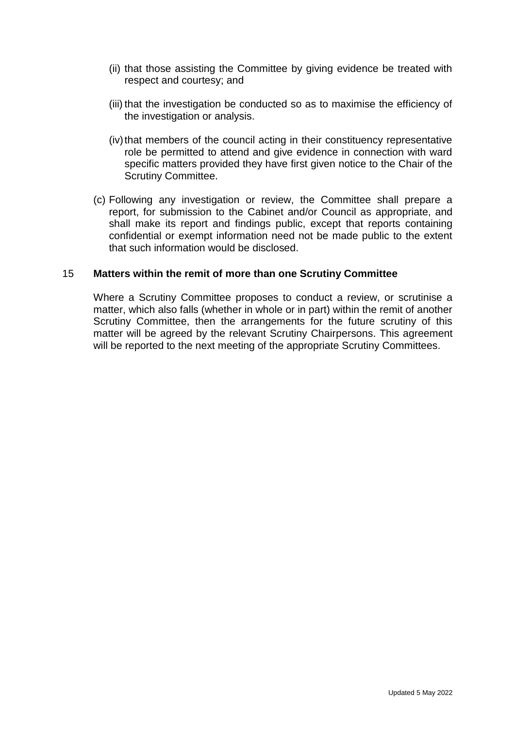(ii) that those assisting the Committee by giving evidence be treated with respect and courtesy; and

(iii) that the investigation be conducted so as to maximise the efficiency of the investigation or analysis.

(iv) that members of the council acting in their constituency representative role be permitted to attend and give evidence in connection with ward specific matters provided they have first given notice to the Chair of the Scrutiny Committee.

(c) Following any investigation or review, the Committee shall prepare a report, for submission to the Cabinet and/or Council as appropriate, and shall make its report and findings public, except that reports containing confidential or exempt information need not be made public to the extent that such information would be disclosed.

## 15 Matters within the remit of more than one Scrutiny Committee

Where a Scrutiny Committee proposes to conduct a review, or scrutinise a matter, which also falls (whether in whole or in part) within the remit of another Scrutiny Committee, then the arrangements for the future scrutiny of this matter will be agreed by the relevant Scrutiny Chairpersons. This agreement will be reported to the next meeting of the appropriate Scrutiny Committees.

Updated 5 May 2022